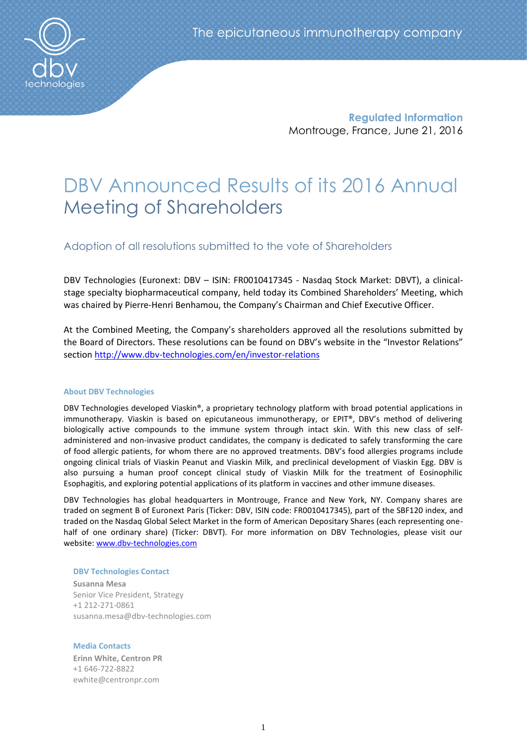The epicutaneous immunotherapy company

**Regulated Information**
Montrouge, France, June 21, 2016

# DBV Announced Results of its 2016 Annual Meeting of Shareholders

## Adoption of all resolutions submitted to the vote of Shareholders

DBV Technologies (Euronext: DBV – ISIN: FR0010417345 - Nasdaq Stock Market: DBVT), a clinical-stage specialty biopharmaceutical company, held today its Combined Shareholders' Meeting, which was chaired by Pierre-Henri Benhamou, the Company's Chairman and Chief Executive Officer.

At the Combined Meeting, the Company's shareholders approved all the resolutions submitted by the Board of Directors. These resolutions can be found on DBV's website in the "Investor Relations" section http://www.dbv-technologies.com/en/investor-relations

### About DBV Technologies

DBV Technologies developed Viaskin®, a proprietary technology platform with broad potential applications in immunotherapy. Viaskin is based on epicutaneous immunotherapy, or EPIT®, DBV's method of delivering biologically active compounds to the immune system through intact skin. With this new class of self-administered and non-invasive product candidates, the company is dedicated to safely transforming the care of food allergic patients, for whom there are no approved treatments. DBV's food allergies programs include ongoing clinical trials of Viaskin Peanut and Viaskin Milk, and preclinical development of Viaskin Egg. DBV is also pursuing a human proof concept clinical study of Viaskin Milk for the treatment of Eosinophilic Esophagitis, and exploring potential applications of its platform in vaccines and other immune diseases.

DBV Technologies has global headquarters in Montrouge, France and New York, NY. Company shares are traded on segment B of Euronext Paris (Ticker: DBV, ISIN code: FR0010417345), part of the SBF120 index, and traded on the Nasdaq Global Select Market in the form of American Depositary Shares (each representing one-half of one ordinary share) (Ticker: DBVT). For more information on DBV Technologies, please visit our website: www.dbv-technologies.com

**DBV Technologies Contact**
**Susanna Mesa**
Senior Vice President, Strategy
+1 212-271-0861
susanna.mesa@dbv-technologies.com

**Media Contacts**
**Erinn White, Centron PR**
+1 646-722-8822
ewhite@centronpr.com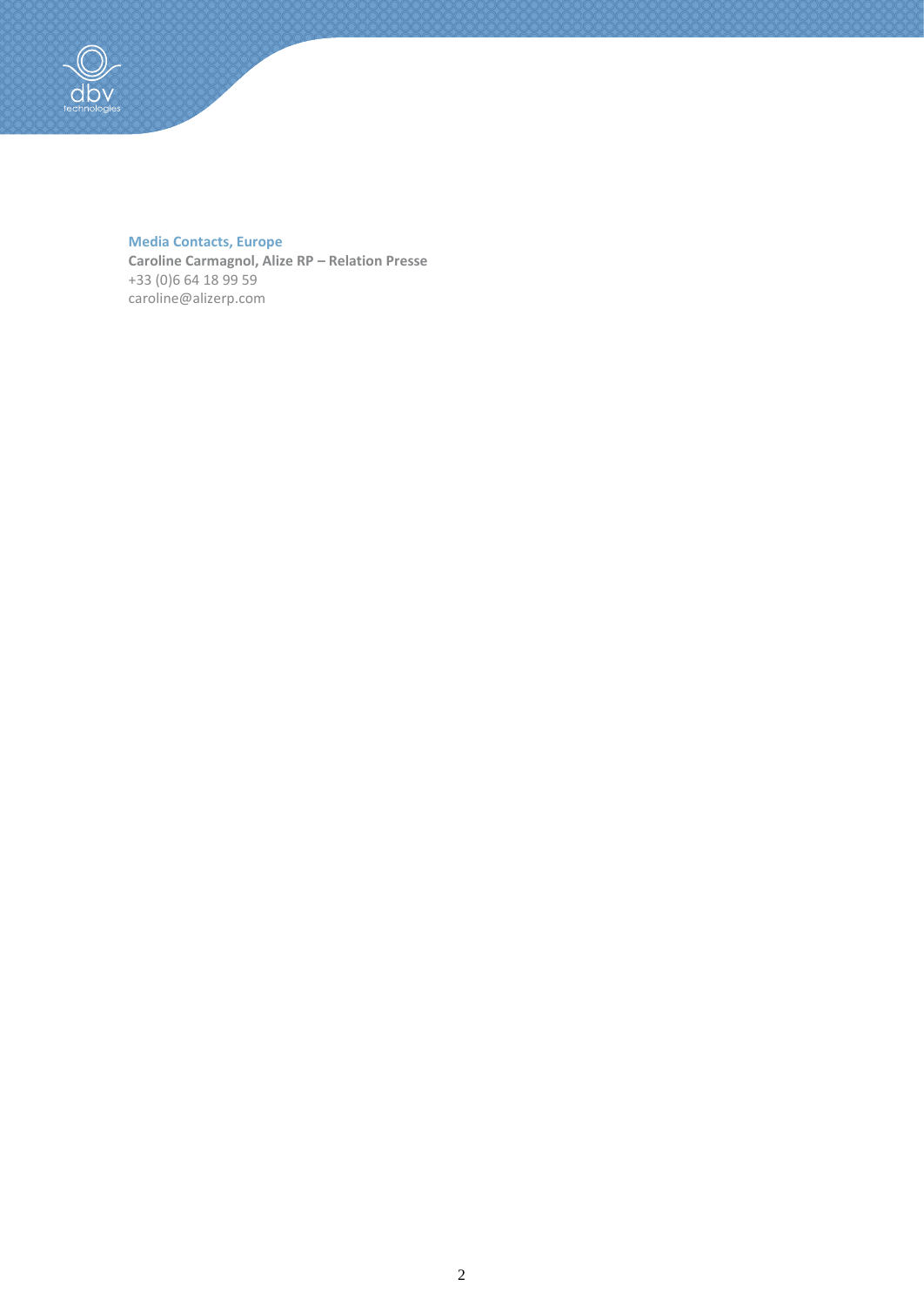**Media Contacts, Europe**

**Caroline Carmagnol, Alize RP – Relation Presse**
+33 (0)6 64 18 99 59
caroline@alizerp.com